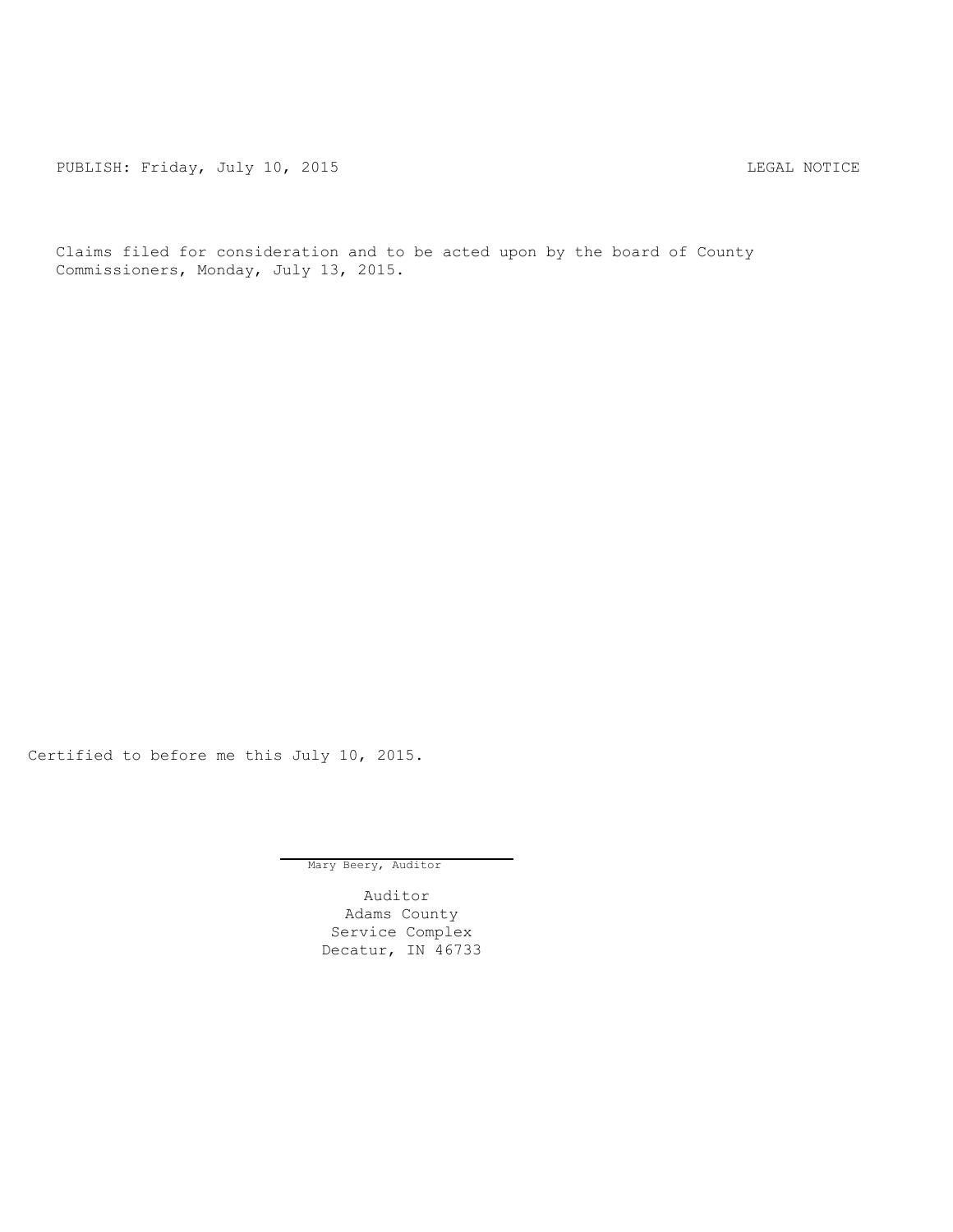PUBLISH: Friday, July 10, 2015 LEGAL NOTICE

Claims filed for consideration and to be acted upon by the board of County Commissioners, Monday, July 13, 2015.

Certified to before me this July 10, 2015.

Mary Beery, Auditor

Auditor
Adams County
Service Complex
Decatur, IN 46733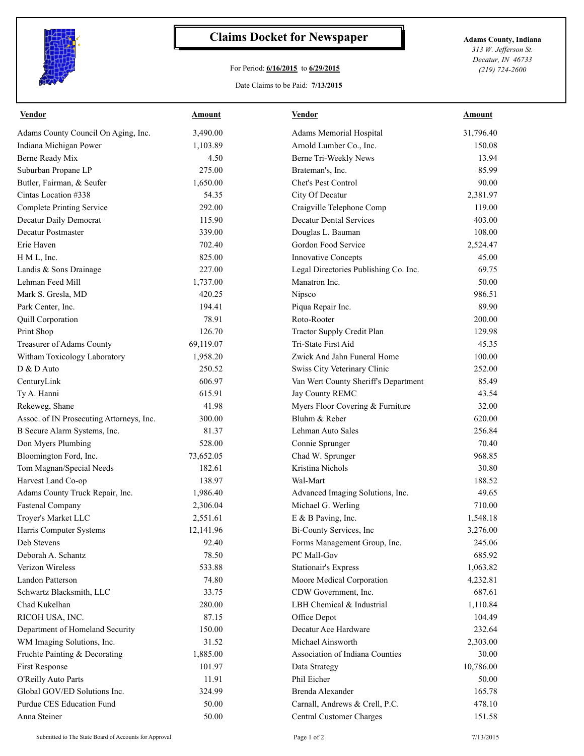# Claims Docket for Newspaper

For Period: **6/16/2015** to **6/29/2015**

Date Claims to be Paid: **7/13/2015**

**Adams County, Indiana**
*313 W. Jefferson St.*
*Decatur, IN 46733*
*(219) 724-2600*

| Vendor | Amount | Vendor | Amount |
|---|---|---|---|
| Adams County Council On Aging, Inc. | 3,490.00 | Adams Memorial Hospital | 31,796.40 |
| Indiana Michigan Power | 1,103.89 | Arnold Lumber Co., Inc. | 150.08 |
| Berne Ready Mix | 4.50 | Berne Tri-Weekly News | 13.94 |
| Suburban Propane LP | 275.00 | Brateman's, Inc. | 85.99 |
| Butler, Fairman, & Seufer | 1,650.00 | Chet's Pest Control | 90.00 |
| Cintas Location #338 | 54.35 | City Of Decatur | 2,381.97 |
| Complete Printing Service | 292.00 | Craigville Telephone Comp | 119.00 |
| Decatur Daily Democrat | 115.90 | Decatur Dental Services | 403.00 |
| Decatur Postmaster | 339.00 | Douglas L. Bauman | 108.00 |
| Erie Haven | 702.40 | Gordon Food Service | 2,524.47 |
| H M L, Inc. | 825.00 | Innovative Concepts | 45.00 |
| Landis & Sons Drainage | 227.00 | Legal Directories Publishing Co. Inc. | 69.75 |
| Lehman Feed Mill | 1,737.00 | Manatron Inc. | 50.00 |
| Mark S. Gresla, MD | 420.25 | Nipsco | 986.51 |
| Park Center, Inc. | 194.41 | Piqua Repair Inc. | 89.90 |
| Quill Corporation | 78.91 | Roto-Rooter | 200.00 |
| Print Shop | 126.70 | Tractor Supply Credit Plan | 129.98 |
| Treasurer of Adams County | 69,119.07 | Tri-State First Aid | 45.35 |
| Witham Toxicology Laboratory | 1,958.20 | Zwick And Jahn Funeral Home | 100.00 |
| D & D Auto | 250.52 | Swiss City Veterinary Clinic | 252.00 |
| CenturyLink | 606.97 | Van Wert County Sheriff's Department | 85.49 |
| Ty A. Hanni | 615.91 | Jay County REMC | 43.54 |
| Rekeweg, Shane | 41.98 | Myers Floor Covering & Furniture | 32.00 |
| Assoc. of IN Prosecuting Attorneys, Inc. | 300.00 | Bluhm & Reber | 620.00 |
| B Secure Alarm Systems, Inc. | 81.37 | Lehman Auto Sales | 256.84 |
| Don Myers Plumbing | 528.00 | Connie Sprunger | 70.40 |
| Bloomington Ford, Inc. | 73,652.05 | Chad W. Sprunger | 968.85 |
| Tom Magnan/Special Needs | 182.61 | Kristina Nichols | 30.80 |
| Harvest Land Co-op | 138.97 | Wal-Mart | 188.52 |
| Adams County Truck Repair, Inc. | 1,986.40 | Advanced Imaging Solutions, Inc. | 49.65 |
| Fastenal Company | 2,306.04 | Michael G. Werling | 710.00 |
| Troyer's Market LLC | 2,551.61 | E & B Paving, Inc. | 1,548.18 |
| Harris Computer Systems | 12,141.96 | Bi-County Services, Inc | 3,276.00 |
| Deb Stevens | 92.40 | Forms Management Group, Inc. | 245.06 |
| Deborah A. Schantz | 78.50 | PC Mall-Gov | 685.92 |
| Verizon Wireless | 533.88 | Stationair's Express | 1,063.82 |
| Landon Patterson | 74.80 | Moore Medical Corporation | 4,232.81 |
| Schwartz Blacksmith, LLC | 33.75 | CDW Government, Inc. | 687.61 |
| Chad Kukelhan | 280.00 | LBH Chemical & Industrial | 1,110.84 |
| RICOH USA, INC. | 87.15 | Office Depot | 104.49 |
| Department of Homeland Security | 150.00 | Decatur Ace Hardware | 232.64 |
| WM Imaging Solutions, Inc. | 31.52 | Michael Ainsworth | 2,303.00 |
| Fruchte Painting & Decorating | 1,885.00 | Association of Indiana Counties | 30.00 |
| First Response | 101.97 | Data Strategy | 10,786.00 |
| O'Reilly Auto Parts | 11.91 | Phil Eicher | 50.00 |
| Global GOV/ED Solutions Inc. | 324.99 | Brenda Alexander | 165.78 |
| Purdue CES Education Fund | 50.00 | Carnall, Andrews & Crell, P.C. | 478.10 |
| Anna Steiner | 50.00 | Central Customer Charges | 151.58 |

Submitted to The State Board of Accounts for Approval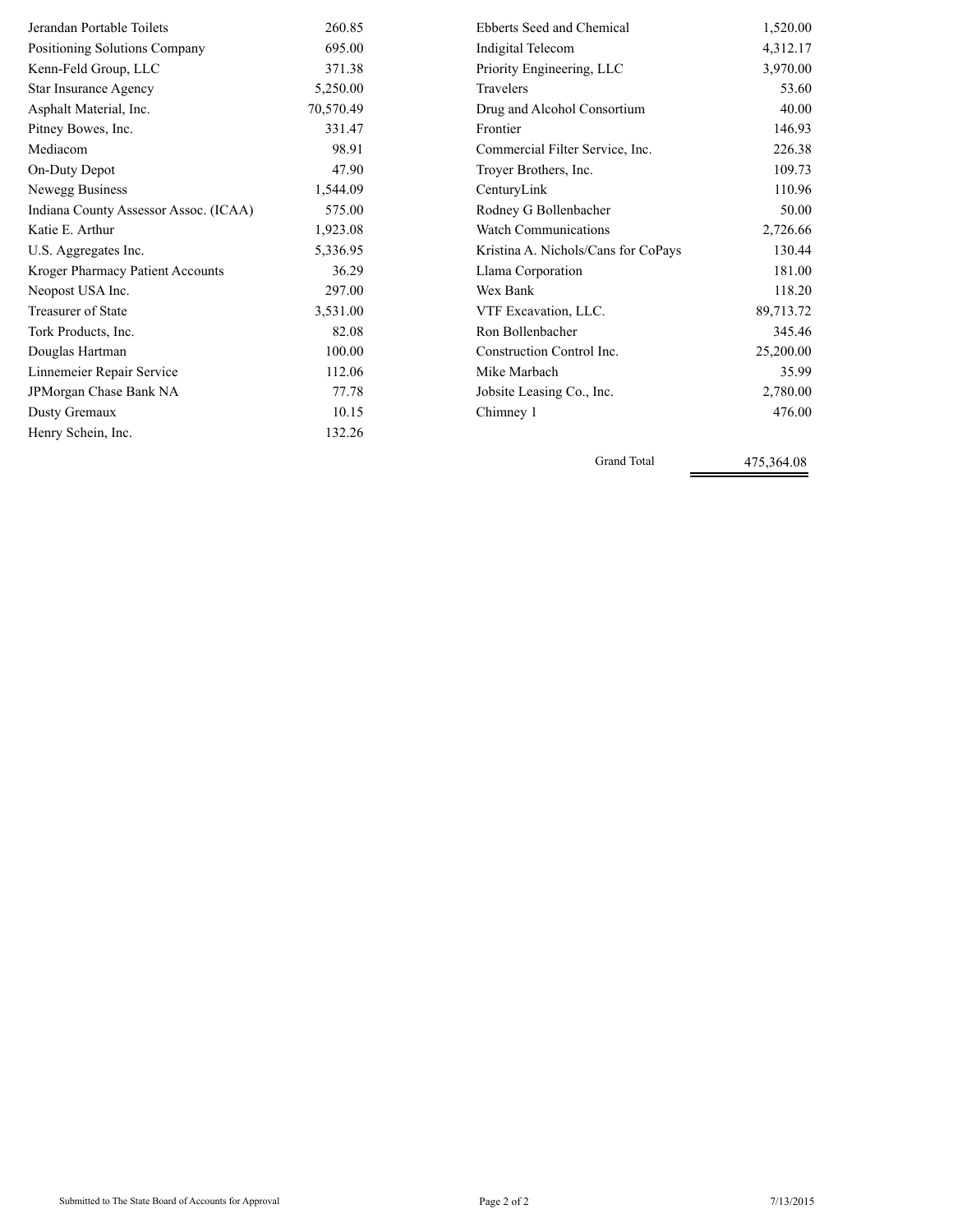| | | | |
|---|---|---|---|
| Jerandan Portable Toilets | 260.85 | Ebberts Seed and Chemical | 1,520.00 |
| Positioning Solutions Company | 695.00 | Indigital Telecom | 4,312.17 |
| Kenn-Feld Group, LLC | 371.38 | Priority Engineering, LLC | 3,970.00 |
| Star Insurance Agency | 5,250.00 | Travelers | 53.60 |
| Asphalt Material, Inc. | 70,570.49 | Drug and Alcohol Consortium | 40.00 |
| Pitney Bowes, Inc. | 331.47 | Frontier | 146.93 |
| Mediacom | 98.91 | Commercial Filter Service, Inc. | 226.38 |
| On-Duty Depot | 47.90 | Troyer Brothers, Inc. | 109.73 |
| Newegg Business | 1,544.09 | CenturyLink | 110.96 |
| Indiana County Assessor Assoc. (ICAA) | 575.00 | Rodney G Bollenbacher | 50.00 |
| Katie E. Arthur | 1,923.08 | Watch Communications | 2,726.66 |
| U.S. Aggregates Inc. | 5,336.95 | Kristina A. Nichols/Cans for CoPays | 130.44 |
| Kroger Pharmacy Patient Accounts | 36.29 | Llama Corporation | 181.00 |
| Neopost USA Inc. | 297.00 | Wex Bank | 118.20 |
| Treasurer of State | 3,531.00 | VTF Excavation, LLC. | 89,713.72 |
| Tork Products, Inc. | 82.08 | Ron Bollenbacher | 345.46 |
| Douglas Hartman | 100.00 | Construction Control Inc. | 25,200.00 |
| Linnemeier Repair Service | 112.06 | Mike Marbach | 35.99 |
| JPMorgan Chase Bank NA | 77.78 | Jobsite Leasing Co., Inc. | 2,780.00 |
| Dusty Gremaux | 10.15 | Chimney 1 | 476.00 |
| Henry Schein, Inc. | 132.26 | | |
| | | Grand Total | 475,364.08 |

Submitted to The State Board of Accounts for Approval

7/13/2015